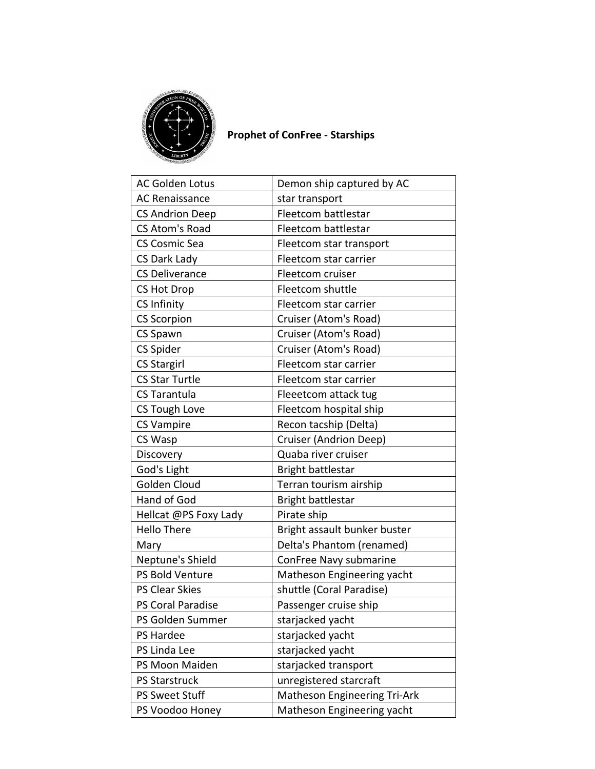**Prophet of ConFree - Starships**

| AC Golden Lotus | Demon ship captured by AC |
|---|---|
| AC Renaissance | star transport |
| CS Andrion Deep | Fleetcom battlestar |
| CS Atom's Road | Fleetcom battlestar |
| CS Cosmic Sea | Fleetcom star transport |
| CS Dark Lady | Fleetcom star carrier |
| CS Deliverance | Fleetcom cruiser |
| CS Hot Drop | Fleetcom shuttle |
| CS Infinity | Fleetcom star carrier |
| CS Scorpion | Cruiser (Atom's Road) |
| CS Spawn | Cruiser (Atom's Road) |
| CS Spider | Cruiser (Atom's Road) |
| CS Stargirl | Fleetcom star carrier |
| CS Star Turtle | Fleetcom star carrier |
| CS Tarantula | Fleeetcom attack tug |
| CS Tough Love | Fleetcom hospital ship |
| CS Vampire | Recon tacship (Delta) |
| CS Wasp | Cruiser (Andrion Deep) |
| Discovery | Quaba river cruiser |
| God's Light | Bright battlestar |
| Golden Cloud | Terran tourism airship |
| Hand of God | Bright battlestar |
| Hellcat @PS Foxy Lady | Pirate ship |
| Hello There | Bright assault bunker buster |
| Mary | Delta's Phantom (renamed) |
| Neptune's Shield | ConFree Navy submarine |
| PS Bold Venture | Matheson Engineering yacht |
| PS Clear Skies | shuttle (Coral Paradise) |
| PS Coral Paradise | Passenger cruise ship |
| PS Golden Summer | starjacked yacht |
| PS Hardee | starjacked yacht |
| PS Linda Lee | starjacked yacht |
| PS Moon Maiden | starjacked transport |
| PS Starstruck | unregistered starcraft |
| PS Sweet Stuff | Matheson Engineering Tri-Ark |
| PS Voodoo Honey | Matheson Engineering yacht |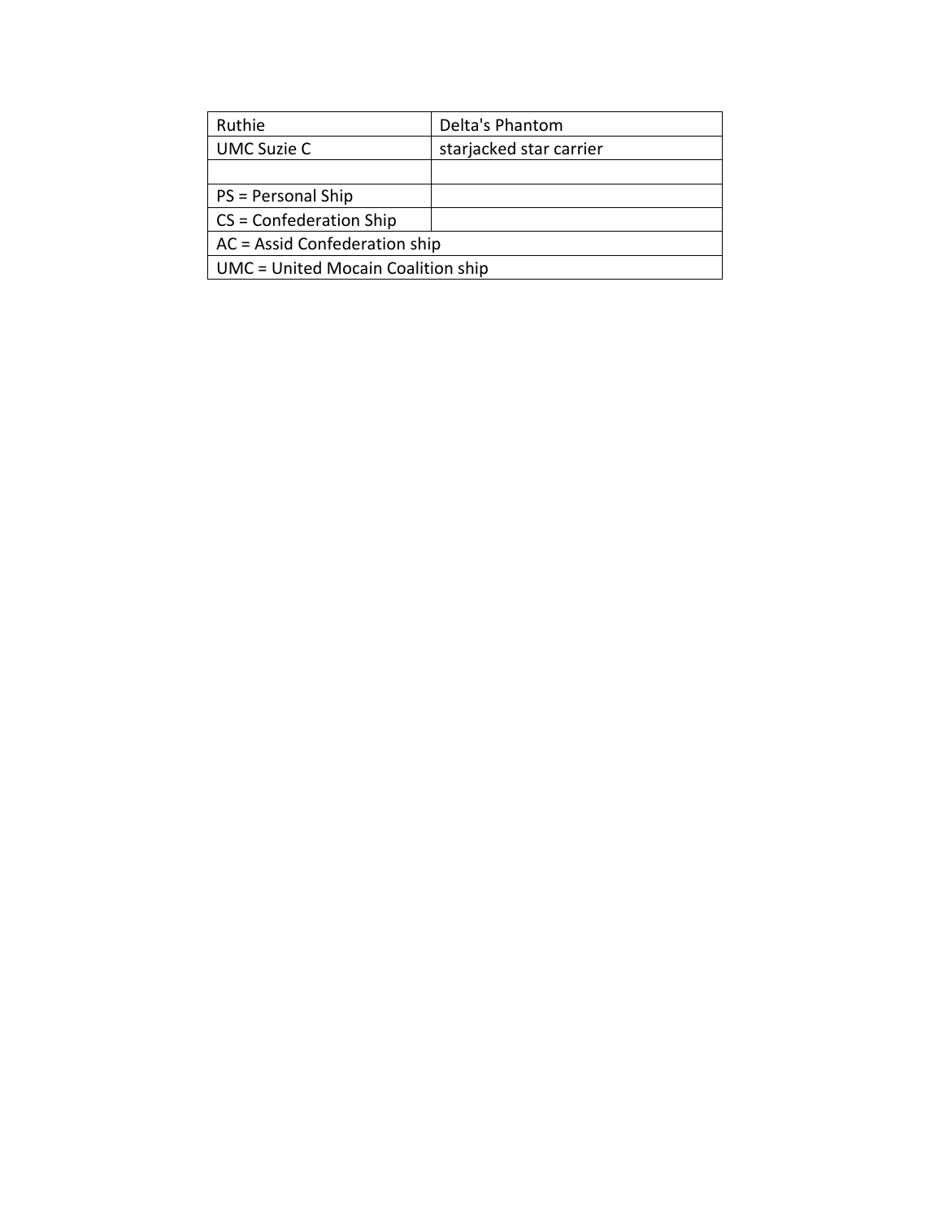| | |
|---|---|
| Ruthie | Delta's Phantom |
| UMC Suzie C | starjacked star carrier |
| | |
| PS = Personal Ship | |
| CS = Confederation Ship | |
| AC = Assid Confederation ship | |
| UMC = United Mocain Coalition ship | |